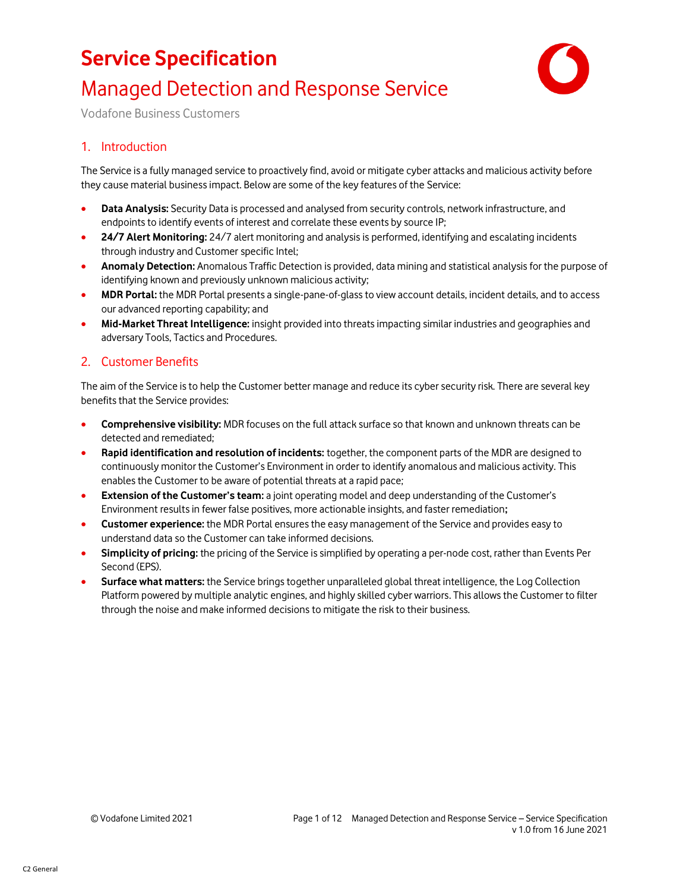# Service Specification

## Managed Detection and Response Service

Vodafone Business Customers

## 1. Introduction

The Service is a fully managed service to proactively find, avoid or mitigate cyber attacks and malicious activity before they cause material business impact. Below are some of the key features of the Service:

- **Data Analysis:** Security Data is processed and analysed from security controls, network infrastructure, and endpoints to identify events of interest and correlate these events by source IP;
- **24/7 Alert Monitoring:** 24/7 alert monitoring and analysis is performed, identifying and escalating incidents through industry and Customer specific Intel;
- **Anomaly Detection:** Anomalous Traffic Detection is provided, data mining and statistical analysis for the purpose of identifying known and previously unknown malicious activity;
- **MDR Portal:** the MDR Portal presents a single-pane-of-glass to view account details, incident details, and to access our advanced reporting capability; and
- **Mid-Market Threat Intelligence:** insight provided into threats impacting similar industries and geographies and adversary Tools, Tactics and Procedures.

## 2. Customer Benefits

The aim of the Service is to help the Customer better manage and reduce its cyber security risk. There are several key benefits that the Service provides:

- **Comprehensive visibility:** MDR focuses on the full attack surface so that known and unknown threats can be detected and remediated;
- **Rapid identification and resolution of incidents:** together, the component parts of the MDR are designed to continuously monitor the Customer's Environment in order to identify anomalous and malicious activity. This enables the Customer to be aware of potential threats at a rapid pace;
- **Extension of the Customer's team:** a joint operating model and deep understanding of the Customer's Environment results in fewer false positives, more actionable insights, and faster remediation**;**
- **Customer experience:** the MDR Portal ensures the easy management of the Service and provides easy to understand data so the Customer can take informed decisions.
- **Simplicity of pricing:** the pricing of the Service is simplified by operating a per-node cost, rather than Events Per Second (EPS).
- **Surface what matters:** the Service brings together unparalleled global threat intelligence, the Log Collection Platform powered by multiple analytic engines, and highly skilled cyber warriors. This allows the Customer to filter through the noise and make informed decisions to mitigate the risk to their business.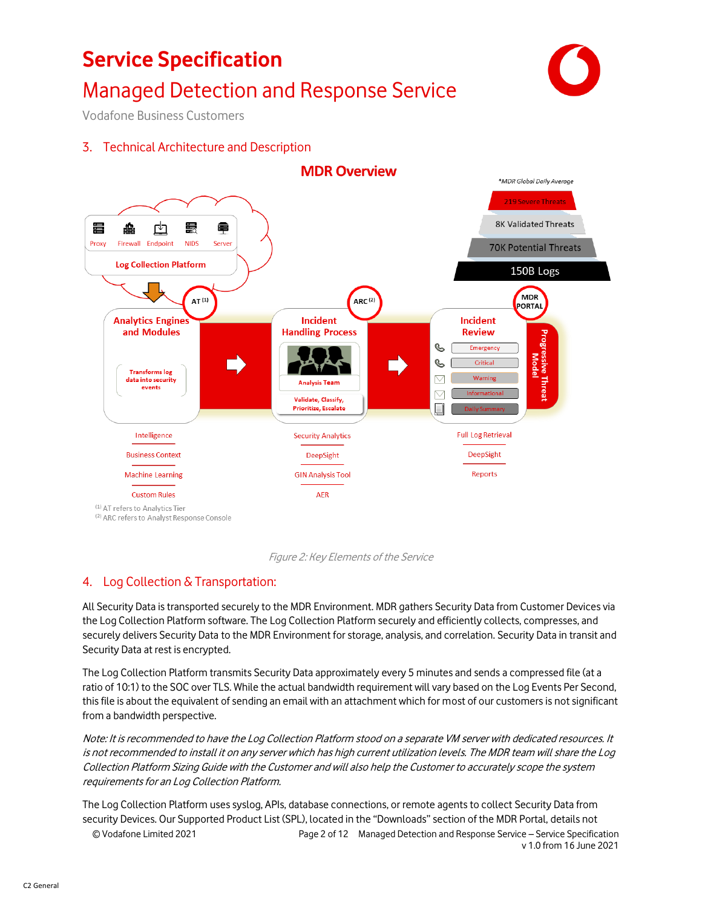# Service Specification

## Managed Detection and Response Service

Vodafone Business Customers

## 3. Technical Architecture and Description

**MDR Overview**

*MDR Global Daily Average

219 Severe Threats

8K Validated Threats

70K Potential Threats

150B Logs

Proxy | Firewall | Endpoint | NIDS | Server

Log Collection Platform

AT [(1)]

**Analytics Engines and Modules**

Transforms log data into security events

Intelligence

Business Context

Machine Learning

Custom Rules

ARC [(2)]

**Incident Handling Process**

Analysis Team

Validate, Classify, Prioritize, Escalate

Security Analytics

DeepSight

GIN Analysis Tool

AER

MDR PORTAL

**Incident Review**

Emergency

Critical

Warning

Informational

Daily Summary

Progressive Threat Model

Full Log Retrieval

DeepSight

Reports

(1) AT refers to Analytics Tier

(2) ARC refers to Analyst Response Console

*Figure 2: Key Elements of the Service*

## 4. Log Collection & Transportation:

All Security Data is transported securely to the MDR Environment. MDR gathers Security Data from Customer Devices via the Log Collection Platform software. The Log Collection Platform securely and efficiently collects, compresses, and securely delivers Security Data to the MDR Environment for storage, analysis, and correlation. Security Data in transit and Security Data at rest is encrypted.

The Log Collection Platform transmits Security Data approximately every 5 minutes and sends a compressed file (at a ratio of 10:1) to the SOC over TLS. While the actual bandwidth requirement will vary based on the Log Events Per Second, this file is about the equivalent of sending an email with an attachment which for most of our customers is not significant from a bandwidth perspective.

*Note: It is recommended to have the Log Collection Platform stood on a separate VM server with dedicated resources. It is not recommended to install it on any server which has high current utilization levels. The MDR team will share the Log Collection Platform Sizing Guide with the Customer and will also help the Customer to accurately scope the system requirements for an Log Collection Platform.*

The Log Collection Platform uses syslog, APIs, database connections, or remote agents to collect Security Data from security Devices. Our Supported Product List (SPL), located in the “Downloads” section of the MDR Portal, details not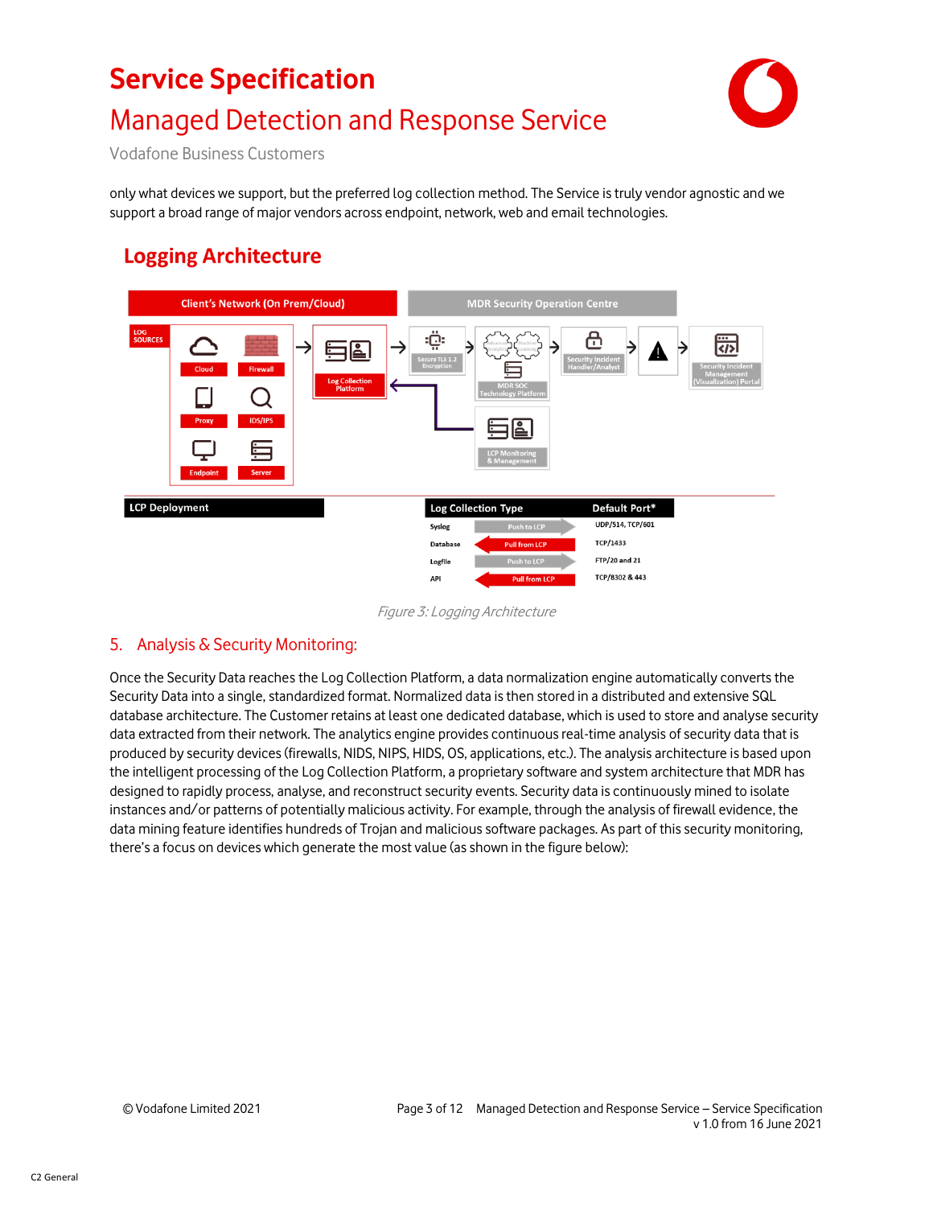only what devices we support, but the preferred log collection method. The Service is truly vendor agnostic and we support a broad range of major vendors across endpoint, network, web and email technologies.

## Logging Architecture

| Log Collection Type | | Default Port* |
|---|---|---|
| Syslog | Push to LCP | UDP/514, TCP/601 |
| Database | Pull from LCP | TCP/1433 |
| Logfile | Push to LCP | FTP/20 and 21 |
| API | Pull from LCP | TCP/8302 & 443 |

*Figure 3: Logging Architecture*

## 5. Analysis & Security Monitoring:

Once the Security Data reaches the Log Collection Platform, a data normalization engine automatically converts the Security Data into a single, standardized format. Normalized data is then stored in a distributed and extensive SQL database architecture. The Customer retains at least one dedicated database, which is used to store and analyse security data extracted from their network. The analytics engine provides continuous real-time analysis of security data that is produced by security devices (firewalls, NIDS, NIPS, HIDS, OS, applications, etc.). The analysis architecture is based upon the intelligent processing of the Log Collection Platform, a proprietary software and system architecture that MDR has designed to rapidly process, analyse, and reconstruct security events. Security data is continuously mined to isolate instances and/or patterns of potentially malicious activity. For example, through the analysis of firewall evidence, the data mining feature identifies hundreds of Trojan and malicious software packages. As part of this security monitoring, there's a focus on devices which generate the most value (as shown in the figure below):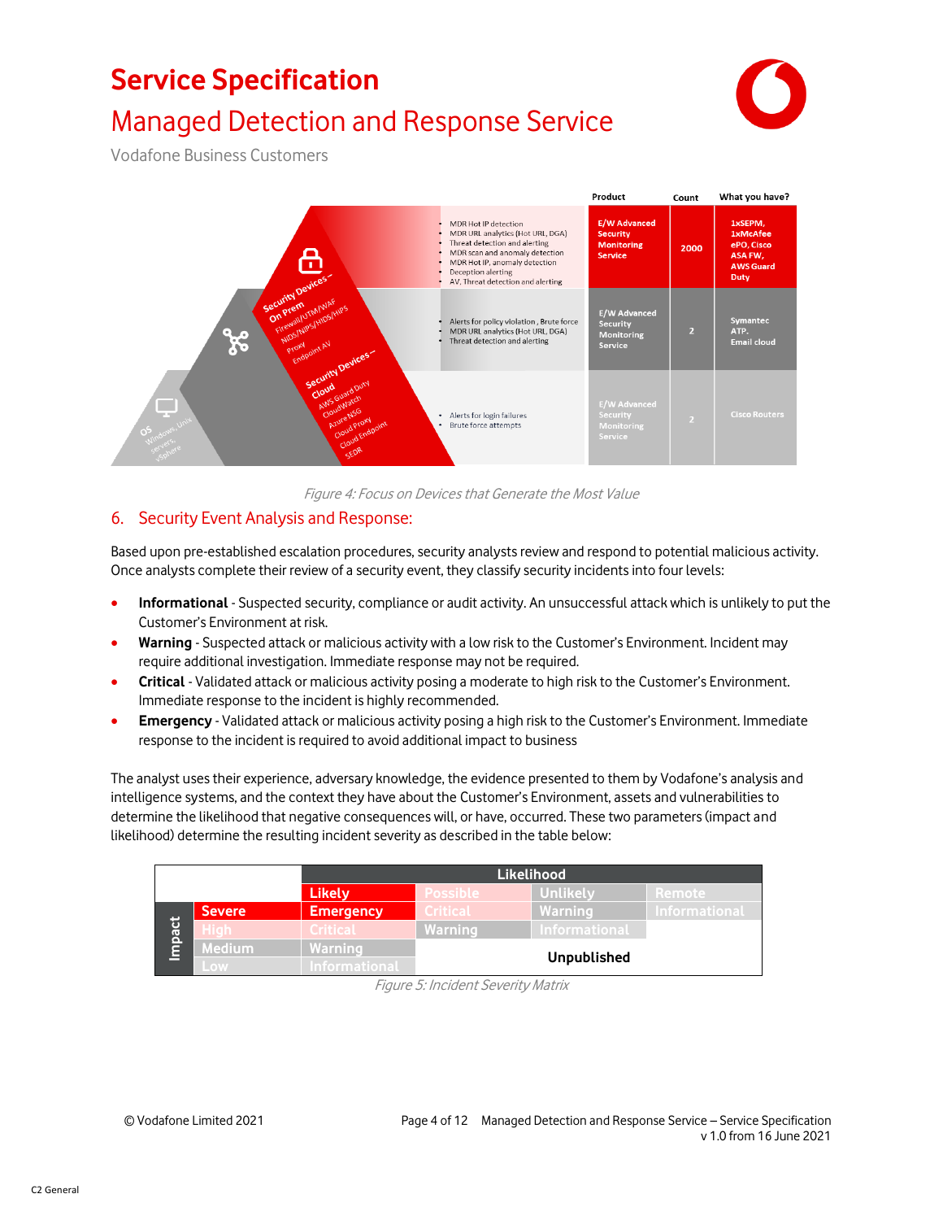# Service Specification

## Managed Detection and Response Service

Vodafone Business Customers

| | | Product | Count | What you have? |
|---|---|---|---|---|
| Security Devices – On Prem: Firewall/UTM/WAF, NIDS/NIPS/HIDS/HIPS, Proxy, Endpoint AV | • MDR Hot IP detection<br>• MDR URL analytics (Hot URL, DGA)<br>• Threat detection and alerting<br>• MDR scan and anomaly detection<br>• MDR Hot IP, anomaly detection<br>• Deception alerting<br>• AV, Threat detection and alerting | E/W Advanced Security Monitoring Service | 2000 | 1xSEPM, 1xMcAfee ePO, Cisco ASA FW, AWS Guard Duty |
| Security Devices – Cloud: AWS Guard Duty, CloudWatch, Azure NSG, Cloud Proxy, Cloud Endpoint, SEDR | • Alerts for policy violation, Brute force<br>• MDR URL analytics (Hot URL, DGA)<br>• Threat detection and alerting | E/W Advanced Security Monitoring Service | 2 | Symantec ATP. Email cloud |
| OS: Windows, Unix servers, vSphere | • Alerts for login failures<br>• Brute force attempts | E/W Advanced Security Monitoring Service | 2 | Cisco Routers |

*Figure 4: Focus on Devices that Generate the Most Value*

## 6. Security Event Analysis and Response:

Based upon pre-established escalation procedures, security analysts review and respond to potential malicious activity. Once analysts complete their review of a security event, they classify security incidents into four levels:

- **Informational** - Suspected security, compliance or audit activity. An unsuccessful attack which is unlikely to put the Customer's Environment at risk.
- **Warning** - Suspected attack or malicious activity with a low risk to the Customer's Environment. Incident may require additional investigation. Immediate response may not be required.
- **Critical** - Validated attack or malicious activity posing a moderate to high risk to the Customer's Environment. Immediate response to the incident is highly recommended.
- **Emergency** - Validated attack or malicious activity posing a high risk to the Customer's Environment. Immediate response to the incident is required to avoid additional impact to business

The analyst uses their experience, adversary knowledge, the evidence presented to them by Vodafone's analysis and intelligence systems, and the context they have about the Customer's Environment, assets and vulnerabilities to determine the likelihood that negative consequences will, or have, occurred. These two parameters (impact and likelihood) determine the resulting incident severity as described in the table below:

| Impact | Likelihood: Likely | Possible | Unlikely | Remote |
|---|---|---|---|---|
| Severe | Emergency | Critical | Warning | Informational |
| High | Critical | Warning | Informational | Unpublished |
| Medium | Warning | Unpublished | Unpublished | Unpublished |
| Low | Informational | Unpublished | Unpublished | Unpublished |

*Figure 5: Incident Severity Matrix*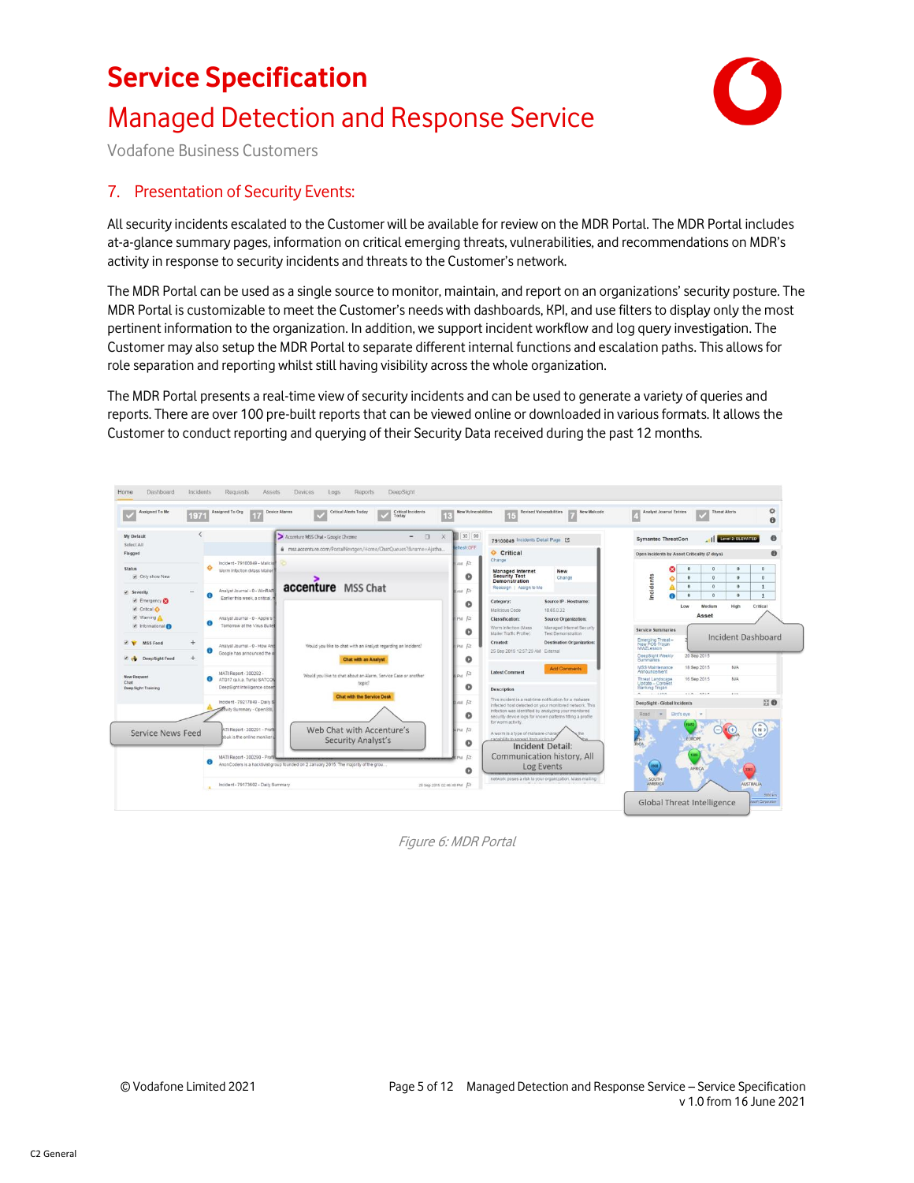## 7. Presentation of Security Events:

All security incidents escalated to the Customer will be available for review on the MDR Portal. The MDR Portal includes at-a-glance summary pages, information on critical emerging threats, vulnerabilities, and recommendations on MDR's activity in response to security incidents and threats to the Customer's network.

The MDR Portal can be used as a single source to monitor, maintain, and report on an organizations' security posture. The MDR Portal is customizable to meet the Customer's needs with dashboards, KPI, and use filters to display only the most pertinent information to the organization. In addition, we support incident workflow and log query investigation. The Customer may also setup the MDR Portal to separate different internal functions and escalation paths. This allows for role separation and reporting whilst still having visibility across the whole organization.

The MDR Portal presents a real-time view of security incidents and can be used to generate a variety of queries and reports. There are over 100 pre-built reports that can be viewed online or downloaded in various formats. It allows the Customer to conduct reporting and querying of their Security Data received during the past 12 months.

*Figure 6: MDR Portal*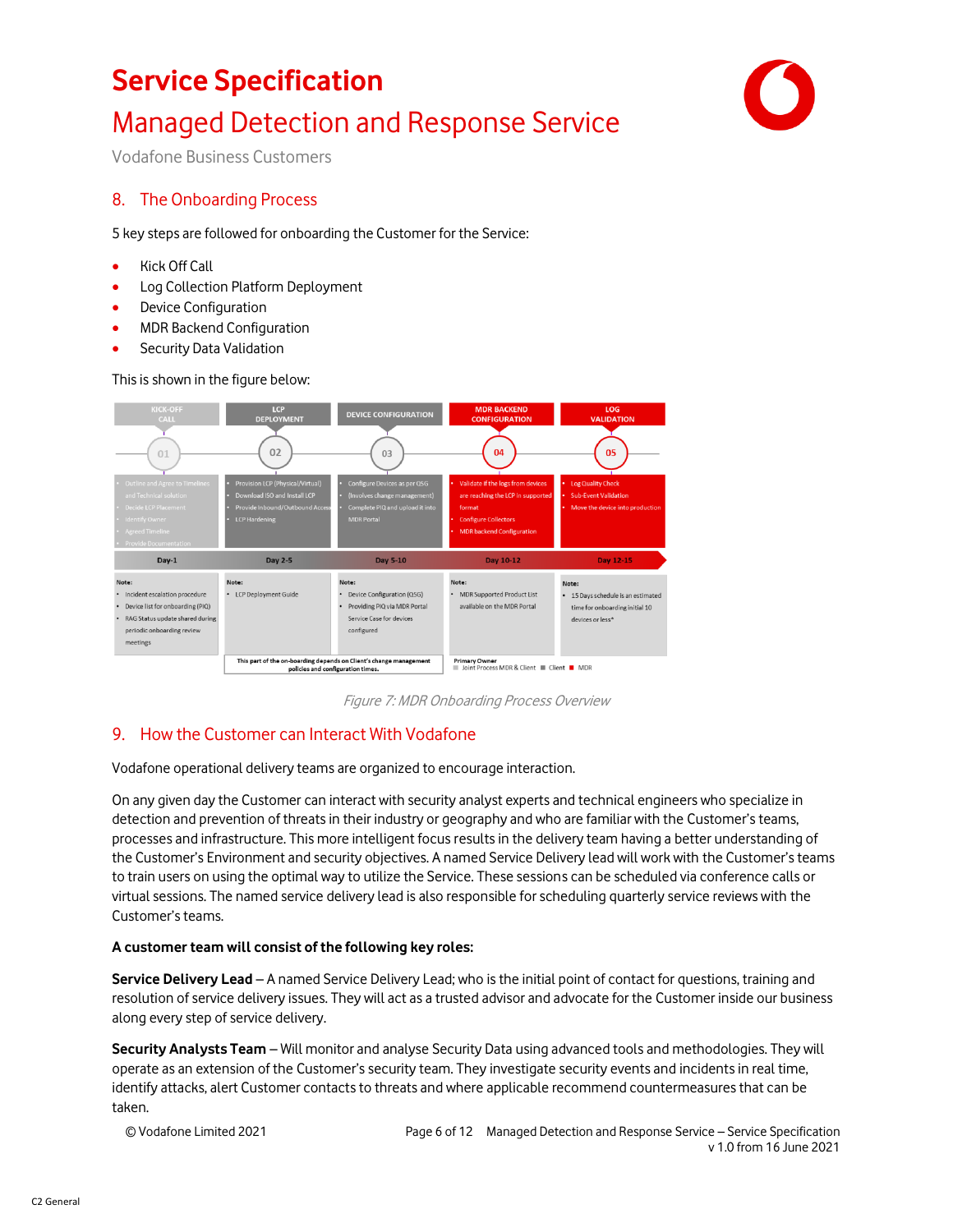## 8. The Onboarding Process

5 key steps are followed for onboarding the Customer for the Service:

- Kick Off Call
- Log Collection Platform Deployment
- Device Configuration
- MDR Backend Configuration
- Security Data Validation

This is shown in the figure below:

| KICK-OFF CALL | LCP DEPLOYMENT | DEVICE CONFIGURATION | MDR BACKEND CONFIGURATION | LOG VALIDATION |
|---|---|---|---|---|
| 01 | 02 | 03 | 04 | 05 |
| • Outline and Agree to Timelines and Technical solution<br>• Decide LCP Placement<br>• Identify Owner<br>• Agreed Timeline<br>• Provide Documentation | • Provision LCP (Physical/Virtual)<br>• Download ISO and Install LCP<br>• Provide Inbound/Outbound Access<br>• LCP Hardening | • Configure Devices as per QSG (Involves change management)<br>• Complete PIQ and upload it into MDR Portal | • Validate if the logs from devices are reaching the LCP in supported format<br>• Configure Collectors<br>• MDR backend Configuration | • Log Quality Check<br>• Sub-Event Validation<br>• Move the device into production |
| Day-1 | Day 2-5 | Day 5-10 | Day 10-12 | Day 12-15 |
| Note:<br>• Incident escalation procedure<br>• Device list for onboarding (PIQ)<br>• RAG Status update shared during periodic onboarding review meetings | Note:<br>• LCP Deployment Guide | Note:<br>• Device Configuration (QSG)<br>• Providing PIQ via MDR Portal Service Case for devices configured | Note:<br>• MDR Supported Product List available on the MDR Portal | Note:<br>• 15 Days schedule is an estimated time for onboarding initial 10 devices or less* |

This part of the on-boarding depends on Client's change management policies and configuration times.

Primary Owner: Joint Process MDR & Client ■ Client ■ MDR

*Figure 7: MDR Onboarding Process Overview*

## 9. How the Customer can Interact With Vodafone

Vodafone operational delivery teams are organized to encourage interaction.

On any given day the Customer can interact with security analyst experts and technical engineers who specialize in detection and prevention of threats in their industry or geography and who are familiar with the Customer's teams, processes and infrastructure. This more intelligent focus results in the delivery team having a better understanding of the Customer's Environment and security objectives. A named Service Delivery lead will work with the Customer's teams to train users on using the optimal way to utilize the Service. These sessions can be scheduled via conference calls or virtual sessions. The named service delivery lead is also responsible for scheduling quarterly service reviews with the Customer's teams.

**A customer team will consist of the following key roles:**

**Service Delivery Lead** – A named Service Delivery Lead; who is the initial point of contact for questions, training and resolution of service delivery issues. They will act as a trusted advisor and advocate for the Customer inside our business along every step of service delivery.

**Security Analysts Team** – Will monitor and analyse Security Data using advanced tools and methodologies. They will operate as an extension of the Customer's security team. They investigate security events and incidents in real time, identify attacks, alert Customer contacts to threats and where applicable recommend countermeasures that can be taken.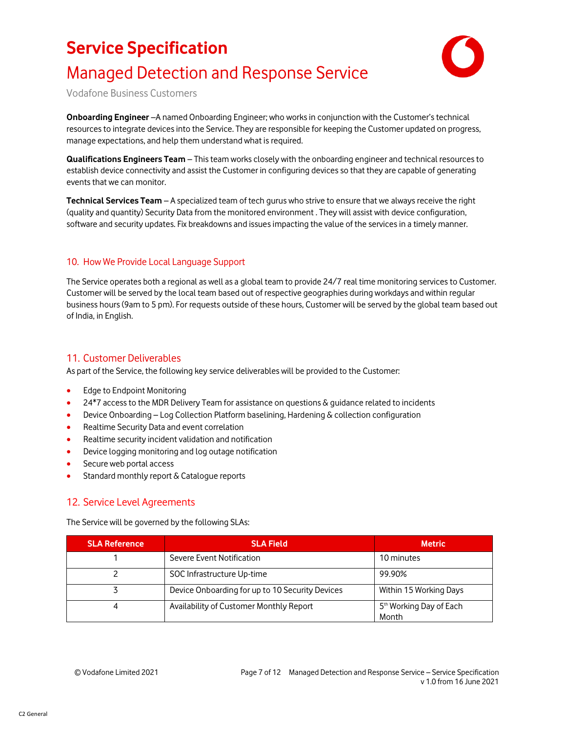**Onboarding Engineer** –A named Onboarding Engineer; who works in conjunction with the Customer's technical resources to integrate devices into the Service. They are responsible for keeping the Customer updated on progress, manage expectations, and help them understand what is required.

**Qualifications Engineers Team** – This team works closely with the onboarding engineer and technical resources to establish device connectivity and assist the Customer in configuring devices so that they are capable of generating events that we can monitor.

**Technical Services Team** – A specialized team of tech gurus who strive to ensure that we always receive the right (quality and quantity) Security Data from the monitored environment . They will assist with device configuration, software and security updates. Fix breakdowns and issues impacting the value of the services in a timely manner.

## 10. How We Provide Local Language Support

The Service operates both a regional as well as a global team to provide 24/7 real time monitoring services to Customer. Customer will be served by the local team based out of respective geographies during workdays and within regular business hours (9am to 5 pm). For requests outside of these hours, Customer will be served by the global team based out of India, in English.

## 11. Customer Deliverables

As part of the Service, the following key service deliverables will be provided to the Customer:

- Edge to Endpoint Monitoring
- 24*7 access to the MDR Delivery Team for assistance on questions & guidance related to incidents
- Device Onboarding – Log Collection Platform baselining, Hardening & collection configuration
- Realtime Security Data and event correlation
- Realtime security incident validation and notification
- Device logging monitoring and log outage notification
- Secure web portal access
- Standard monthly report & Catalogue reports

## 12. Service Level Agreements

The Service will be governed by the following SLAs:

| SLA Reference | SLA Field | Metric |
|---|---|---|
| 1 | Severe Event Notification | 10 minutes |
| 2 | SOC Infrastructure Up-time | 99.90% |
| 3 | Device Onboarding for up to 10 Security Devices | Within 15 Working Days |
| 4 | Availability of Customer Monthly Report | 5th Working Day of Each Month |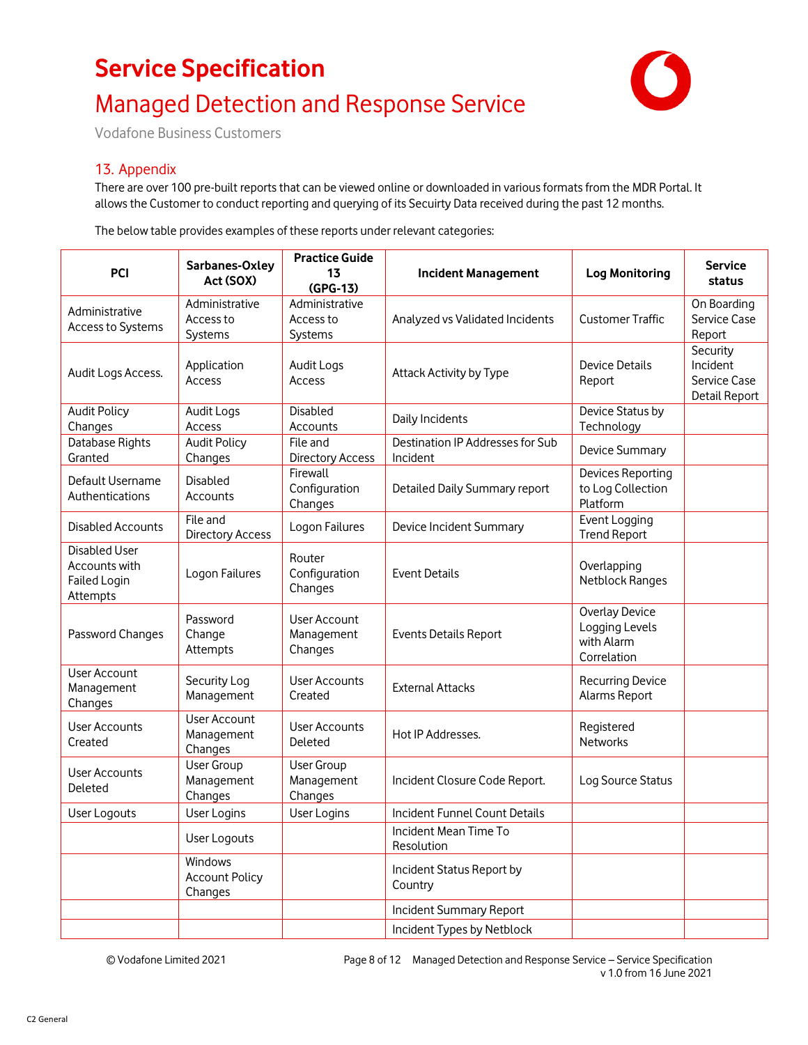## 13. Appendix

There are over 100 pre-built reports that can be viewed online or downloaded in various formats from the MDR Portal. It allows the Customer to conduct reporting and querying of its Secuirty Data received during the past 12 months.

The below table provides examples of these reports under relevant categories:

| PCI | Sarbanes-Oxley Act (SOX) | Practice Guide 13 (GPG-13) | Incident Management | Log Monitoring | Service status |
|---|---|---|---|---|---|
| Administrative Access to Systems | Administrative Access to Systems | Administrative Access to Systems | Analyzed vs Validated Incidents | Customer Traffic | On Boarding Service Case Report |
| Audit Logs Access. | Application Access | Audit Logs Access | Attack Activity by Type | Device Details Report | Security Incident Service Case Detail Report |
| Audit Policy Changes | Audit Logs Access | Disabled Accounts | Daily Incidents | Device Status by Technology | |
| Database Rights Granted | Audit Policy Changes | File and Directory Access | Destination IP Addresses for Sub Incident | Device Summary | |
| Default Username Authentications | Disabled Accounts | Firewall Configuration Changes | Detailed Daily Summary report | Devices Reporting to Log Collection Platform | |
| Disabled Accounts | File and Directory Access | Logon Failures | Device Incident Summary | Event Logging Trend Report | |
| Disabled User Accounts with Failed Login Attempts | Logon Failures | Router Configuration Changes | Event Details | Overlapping Netblock Ranges | |
| Password Changes | Password Change Attempts | User Account Management Changes | Events Details Report | Overlay Device Logging Levels with Alarm Correlation | |
| User Account Management Changes | Security Log Management | User Accounts Created | External Attacks | Recurring Device Alarms Report | |
| User Accounts Created | User Account Management Changes | User Accounts Deleted | Hot IP Addresses. | Registered Networks | |
| User Accounts Deleted | User Group Management Changes | User Group Management Changes | Incident Closure Code Report. | Log Source Status | |
| User Logouts | User Logins | User Logins | Incident Funnel Count Details | | |
| | User Logouts | | Incident Mean Time To Resolution | | |
| | Windows Account Policy Changes | | Incident Status Report by Country | | |
| | | | Incident Summary Report | | |
| | | | Incident Types by Netblock | | |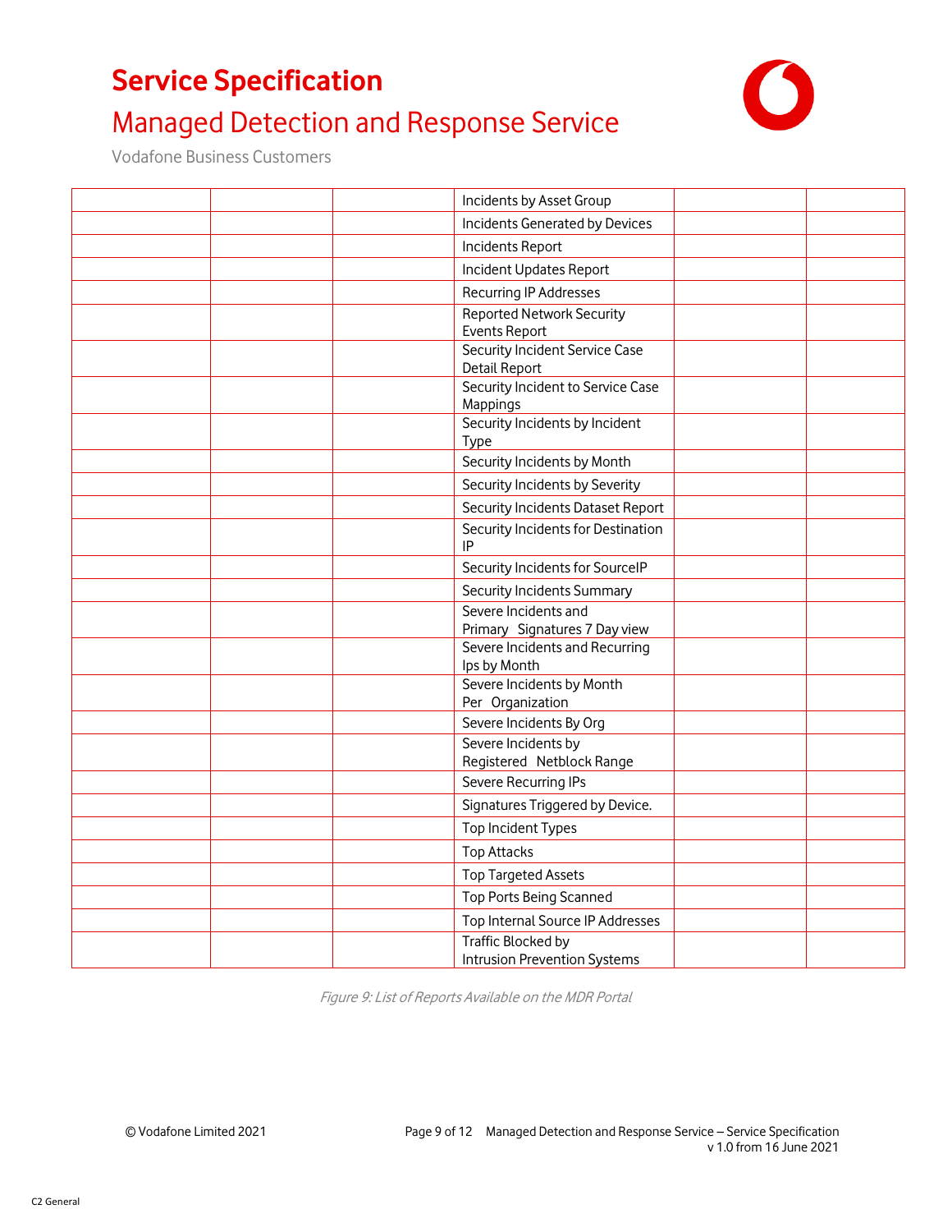| | | | | | |
|---|---|---|---|---|---|
| | | | Incidents by Asset Group | | |
| | | | Incidents Generated by Devices | | |
| | | | Incidents Report | | |
| | | | Incident Updates Report | | |
| | | | Recurring IP Addresses | | |
| | | | Reported Network Security Events Report | | |
| | | | Security Incident Service Case Detail Report | | |
| | | | Security Incident to Service Case Mappings | | |
| | | | Security Incidents by Incident Type | | |
| | | | Security Incidents by Month | | |
| | | | Security Incidents by Severity | | |
| | | | Security Incidents Dataset Report | | |
| | | | Security Incidents for Destination IP | | |
| | | | Security Incidents for SourceIP | | |
| | | | Security Incidents Summary | | |
| | | | Severe Incidents and Primary Signatures 7 Day view | | |
| | | | Severe Incidents and Recurring Ips by Month | | |
| | | | Severe Incidents by Month Per Organization | | |
| | | | Severe Incidents By Org | | |
| | | | Severe Incidents by Registered Netblock Range | | |
| | | | Severe Recurring IPs | | |
| | | | Signatures Triggered by Device. | | |
| | | | Top Incident Types | | |
| | | | Top Attacks | | |
| | | | Top Targeted Assets | | |
| | | | Top Ports Being Scanned | | |
| | | | Top Internal Source IP Addresses | | |
| | | | Traffic Blocked by Intrusion Prevention Systems | | |

*Figure 9: List of Reports Available on the MDR Portal*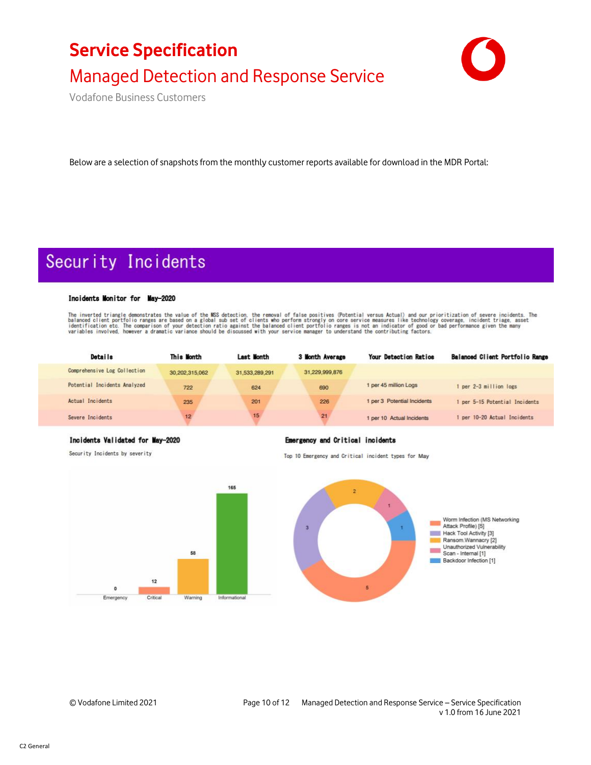Below are a selection of snapshots from the monthly customer reports available for download in the MDR Portal:

## Security Incidents

### Incidents Monitor for May-2020

The inverted triangle demonstrates the value of the MSS detection, the removal of false positives (Potential versus Actual) and our prioritization of severe incidents. The balanced client portfolio ranges are based on a global sub set of clients who perform strongly on core service measures like technology coverage, incident triage, asset identification etc. The comparison of your detection ratio against the balanced client portfolio ranges is not an indicator of good or bad performance given the many variables involved, however a dramatic variance should be discussed with your service manager to understand the contributing factors.

| Details | This Month | Last Month | 3 Month Average | Your Detection Ratios | Balanced Client Portfolio Range |
|---|---|---|---|---|---|
| Comprehensive Log Collection | 30,202,315,062 | 31,533,289,291 | 31,229,999,876 | | |
| Potential Incidents Analyzed | 722 | 624 | 690 | 1 per 45 million Logs | 1 per 2-3 million logs |
| Actual Incidents | 235 | 201 | 226 | 1 per 3 Potential Incidents | 1 per 5-15 Potential Incidents |
| Severe Incidents | 12 | 15 | 21 | 1 per 10 Actual Incidents | 1 per 10-20 Actual Incidents |

### Incidents Validated for May-2020

Security Incidents by severity

| Severity | Count |
|---|---|
| Emergency | 0 |
| Critical | 12 |
| Warning | 58 |
| Informational | 165 |

### Emergency and Critical incidents

Top 10 Emergency and Critical incident types for May

- Worm Infection (MS Networking Attack Profile) [5]
- Hack Tool Activity [3]
- Ransom.Wannacry [2]
- Unauthorized Vulnerability Scan - Internal [1]
- Backdoor Infection [1]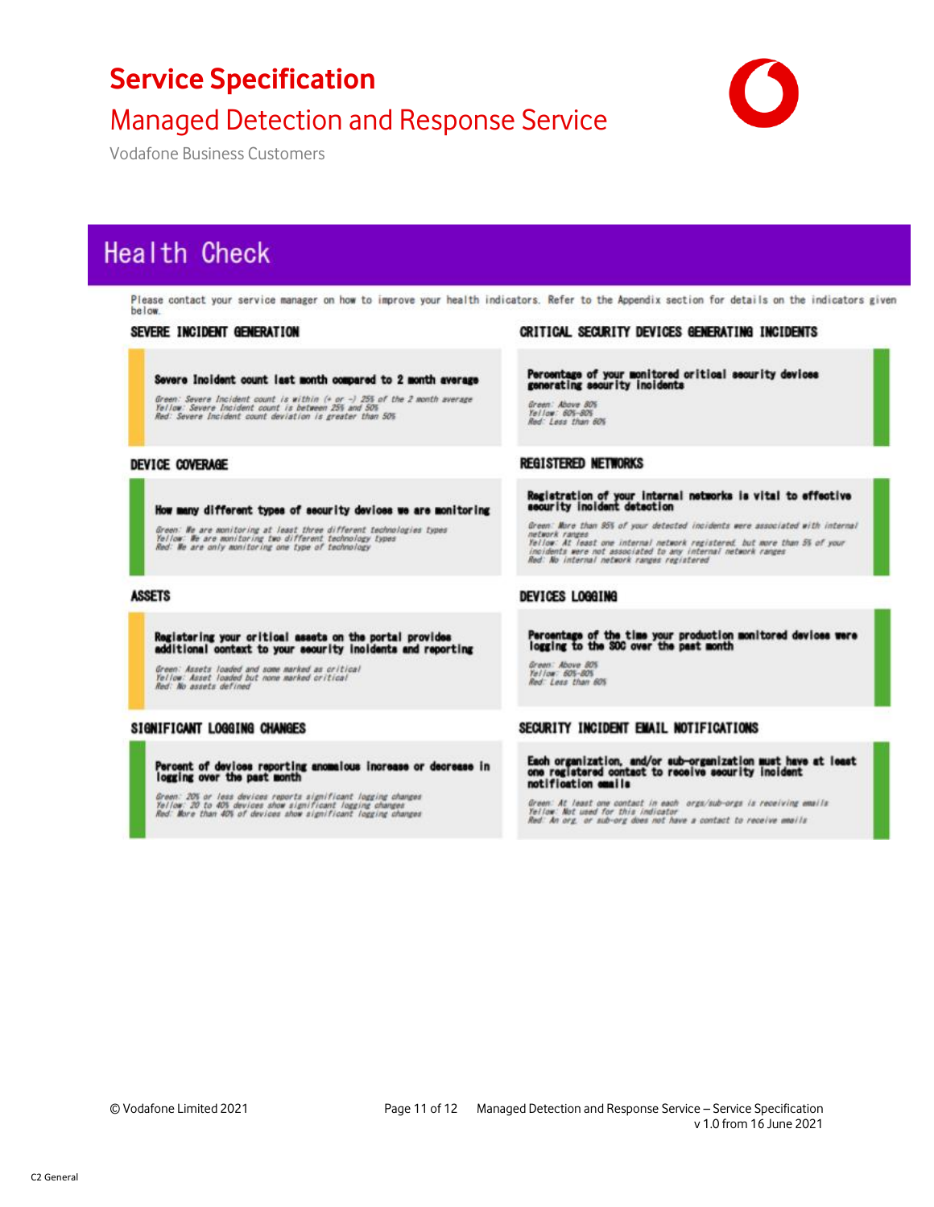# Health Check

Please contact your service manager on how to improve your health indicators. Refer to the Appendix section for details on the indicators given below.

## SEVERE INCIDENT GENERATION

**Severe Incident count last month compared to 2 month average**

*Green: Severe Incident count is within (+ or -) 25% of the 2 month average*
*Yellow: Severe Incident count is between 25% and 50%*
*Red: Severe Incident count deviation is greater than 50%*

## CRITICAL SECURITY DEVICES GENERATING INCIDENTS

**Percentage of your monitored critical security devices generating security incidents**

*Green: Above 80%*
*Yellow: 60%-80%*
*Red: Less than 60%*

## DEVICE COVERAGE

**How many different types of security devices we are monitoring**

*Green: We are monitoring at least three different technologies types*
*Yellow: We are monitoring two different technology types*
*Red: We are only monitoring one type of technology*

## REGISTERED NETWORKS

**Registration of your internal networks is vital to effective security incident detection**

*Green: More than 95% of your detected incidents were associated with internal network ranges*
*Yellow: At least one internal network registered, but more than 5% of your incidents were not associated to any internal network ranges*
*Red: No internal network ranges registered*

## ASSETS

**Registering your critical assets on the portal provides additional context to your security incidents and reporting**

*Green: Assets loaded and some marked as critical*
*Yellow: Asset loaded but none marked critical*
*Red: No assets defined*

## DEVICES LOGGING

**Percentage of the time your production monitored devices were logging to the SOC over the past month**

*Green: Above 80%*
*Yellow: 60%-80%*
*Red: Less than 60%*

## SIGNIFICANT LOGGING CHANGES

**Percent of devices reporting anomalous increase or decrease in logging over the past month**

*Green: 20% or less devices reports significant logging changes*
*Yellow: 20 to 40% devices show significant logging changes*
*Red: More than 40% of devices show significant logging changes*

## SECURITY INCIDENT EMAIL NOTIFICATIONS

**Each organization, and/or sub-organization must have at least one registered contact to receive security incident notification emails**

*Green: At least one contact in each orgs/sub-orgs is receiving emails*
*Yellow: Not used for this indicator*
*Red: An org, or sub-org does not have a contact to receive emails*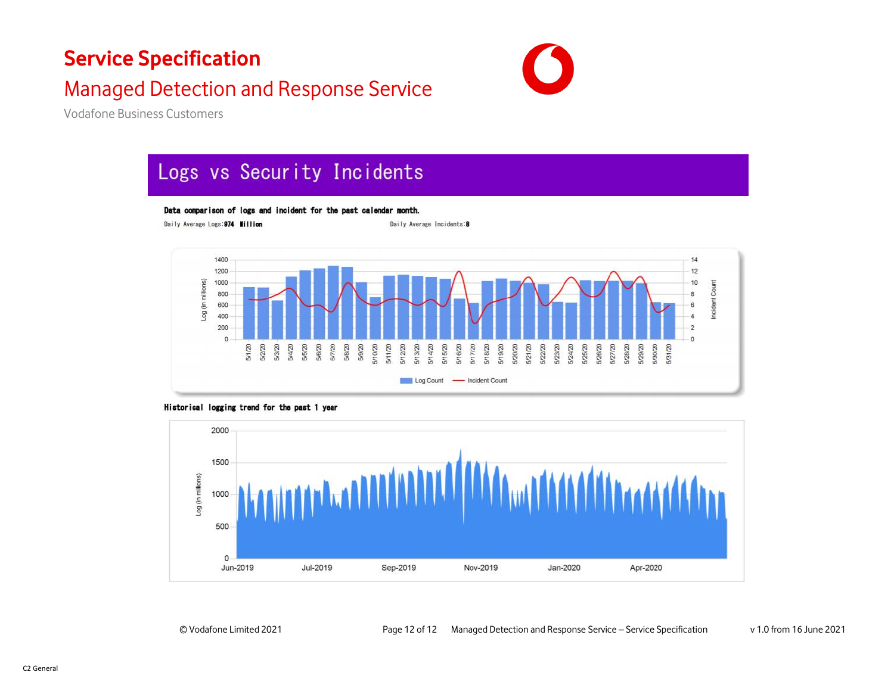## Logs vs Security Incidents

**Data comparison of logs and incident for the past calendar month.**

Daily Average Logs: **974 Million**

Daily Average Incidents: **8**

Log (in millions)

1400
1200
1000
800
600
400
200
0

Incident Count

14
12
10
8
6
4
2
0

5/1/20 5/2/20 5/3/20 5/4/20 5/5/20 5/6/20 5/7/20 5/8/20 5/9/20 5/10/20 5/11/20 5/12/20 5/13/20 5/14/20 5/15/20 5/16/20 5/17/20 5/18/20 5/19/20 5/20/20 5/21/20 5/22/20 5/23/20 5/24/20 5/25/20 5/26/20 5/27/20 5/28/20 5/29/20 5/30/20 5/31/20

Log Count — Incident Count

**Historical logging trend for the past 1 year**

Log (in millions)

2000
1500
1000
500
0

Jun-2019 Jul-2019 Sep-2019 Nov-2019 Jan-2020 Apr-2020